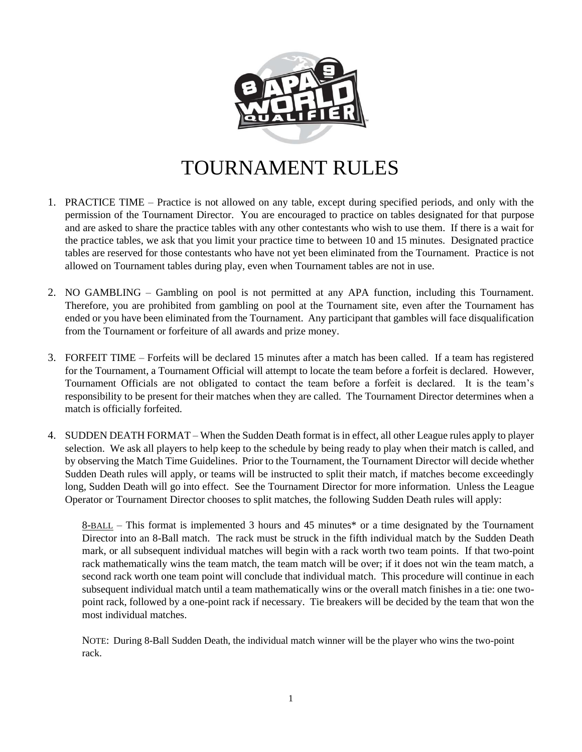# TOURNAMENT RULES

1. PRACTICE TIME – Practice is not allowed on any table, except during specified periods, and only with the permission of the Tournament Director. You are encouraged to practice on tables designated for that purpose and are asked to share the practice tables with any other contestants who wish to use them. If there is a wait for the practice tables, we ask that you limit your practice time to between 10 and 15 minutes. Designated practice tables are reserved for those contestants who have not yet been eliminated from the Tournament. Practice is not allowed on Tournament tables during play, even when Tournament tables are not in use.

2. NO GAMBLING – Gambling on pool is not permitted at any APA function, including this Tournament. Therefore, you are prohibited from gambling on pool at the Tournament site, even after the Tournament has ended or you have been eliminated from the Tournament. Any participant that gambles will face disqualification from the Tournament or forfeiture of all awards and prize money.

3. FORFEIT TIME – Forfeits will be declared 15 minutes after a match has been called. If a team has registered for the Tournament, a Tournament Official will attempt to locate the team before a forfeit is declared. However, Tournament Officials are not obligated to contact the team before a forfeit is declared. It is the team's responsibility to be present for their matches when they are called. The Tournament Director determines when a match is officially forfeited.

4. SUDDEN DEATH FORMAT – When the Sudden Death format is in effect, all other League rules apply to player selection. We ask all players to help keep to the schedule by being ready to play when their match is called, and by observing the Match Time Guidelines. Prior to the Tournament, the Tournament Director will decide whether Sudden Death rules will apply, or teams will be instructed to split their match, if matches become exceedingly long, Sudden Death will go into effect. See the Tournament Director for more information. Unless the League Operator or Tournament Director chooses to split matches, the following Sudden Death rules will apply:

   8-BALL – This format is implemented 3 hours and 45 minutes* or a time designated by the Tournament Director into an 8-Ball match. The rack must be struck in the fifth individual match by the Sudden Death mark, or all subsequent individual matches will begin with a rack worth two team points. If that two-point rack mathematically wins the team match, the team match will be over; if it does not win the team match, a second rack worth one team point will conclude that individual match. This procedure will continue in each subsequent individual match until a team mathematically wins or the overall match finishes in a tie: one two-point rack, followed by a one-point rack if necessary. Tie breakers will be decided by the team that won the most individual matches.

   NOTE: During 8-Ball Sudden Death, the individual match winner will be the player who wins the two-point rack.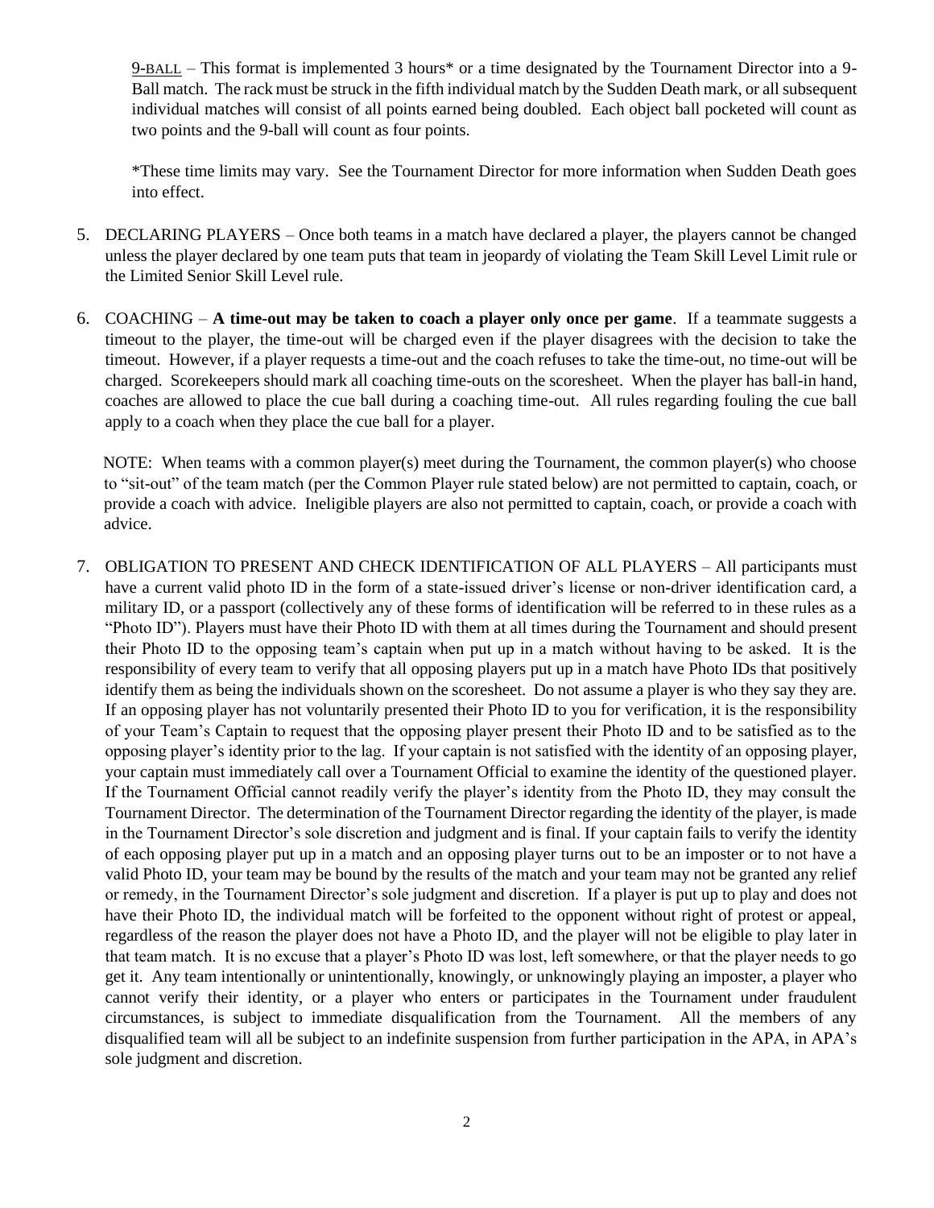9-BALL – This format is implemented 3 hours* or a time designated by the Tournament Director into a 9-Ball match. The rack must be struck in the fifth individual match by the Sudden Death mark, or all subsequent individual matches will consist of all points earned being doubled. Each object ball pocketed will count as two points and the 9-ball will count as four points.

*These time limits may vary. See the Tournament Director for more information when Sudden Death goes into effect.

5. DECLARING PLAYERS – Once both teams in a match have declared a player, the players cannot be changed unless the player declared by one team puts that team in jeopardy of violating the Team Skill Level Limit rule or the Limited Senior Skill Level rule.

6. COACHING – **A time-out may be taken to coach a player only once per game**. If a teammate suggests a timeout to the player, the time-out will be charged even if the player disagrees with the decision to take the timeout. However, if a player requests a time-out and the coach refuses to take the time-out, no time-out will be charged. Scorekeepers should mark all coaching time-outs on the scoresheet. When the player has ball-in hand, coaches are allowed to place the cue ball during a coaching time-out. All rules regarding fouling the cue ball apply to a coach when they place the cue ball for a player.

   NOTE: When teams with a common player(s) meet during the Tournament, the common player(s) who choose to "sit-out" of the team match (per the Common Player rule stated below) are not permitted to captain, coach, or provide a coach with advice. Ineligible players are also not permitted to captain, coach, or provide a coach with advice.

7. OBLIGATION TO PRESENT AND CHECK IDENTIFICATION OF ALL PLAYERS – All participants must have a current valid photo ID in the form of a state-issued driver's license or non-driver identification card, a military ID, or a passport (collectively any of these forms of identification will be referred to in these rules as a "Photo ID"). Players must have their Photo ID with them at all times during the Tournament and should present their Photo ID to the opposing team's captain when put up in a match without having to be asked. It is the responsibility of every team to verify that all opposing players put up in a match have Photo IDs that positively identify them as being the individuals shown on the scoresheet. Do not assume a player is who they say they are. If an opposing player has not voluntarily presented their Photo ID to you for verification, it is the responsibility of your Team's Captain to request that the opposing player present their Photo ID and to be satisfied as to the opposing player's identity prior to the lag. If your captain is not satisfied with the identity of an opposing player, your captain must immediately call over a Tournament Official to examine the identity of the questioned player. If the Tournament Official cannot readily verify the player's identity from the Photo ID, they may consult the Tournament Director. The determination of the Tournament Director regarding the identity of the player, is made in the Tournament Director's sole discretion and judgment and is final. If your captain fails to verify the identity of each opposing player put up in a match and an opposing player turns out to be an imposter or to not have a valid Photo ID, your team may be bound by the results of the match and your team may not be granted any relief or remedy, in the Tournament Director's sole judgment and discretion. If a player is put up to play and does not have their Photo ID, the individual match will be forfeited to the opponent without right of protest or appeal, regardless of the reason the player does not have a Photo ID, and the player will not be eligible to play later in that team match. It is no excuse that a player's Photo ID was lost, left somewhere, or that the player needs to go get it. Any team intentionally or unintentionally, knowingly, or unknowingly playing an imposter, a player who cannot verify their identity, or a player who enters or participates in the Tournament under fraudulent circumstances, is subject to immediate disqualification from the Tournament. All the members of any disqualified team will all be subject to an indefinite suspension from further participation in the APA, in APA's sole judgment and discretion.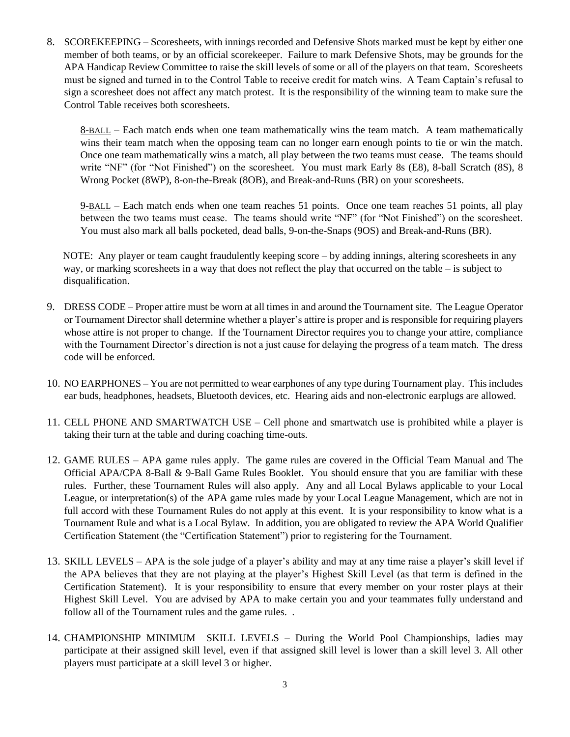8. SCOREKEEPING – Scoresheets, with innings recorded and Defensive Shots marked must be kept by either one member of both teams, or by an official scorekeeper. Failure to mark Defensive Shots, may be grounds for the APA Handicap Review Committee to raise the skill levels of some or all of the players on that team. Scoresheets must be signed and turned in to the Control Table to receive credit for match wins. A Team Captain's refusal to sign a scoresheet does not affect any match protest. It is the responsibility of the winning team to make sure the Control Table receives both scoresheets.

   8-BALL – Each match ends when one team mathematically wins the team match. A team mathematically wins their team match when the opposing team can no longer earn enough points to tie or win the match. Once one team mathematically wins a match, all play between the two teams must cease. The teams should write "NF" (for "Not Finished") on the scoresheet. You must mark Early 8s (E8), 8-ball Scratch (8S), 8 Wrong Pocket (8WP), 8-on-the-Break (8OB), and Break-and-Runs (BR) on your scoresheets.

   9-BALL – Each match ends when one team reaches 51 points. Once one team reaches 51 points, all play between the two teams must cease. The teams should write "NF" (for "Not Finished") on the scoresheet. You must also mark all balls pocketed, dead balls, 9-on-the-Snaps (9OS) and Break-and-Runs (BR).

   NOTE: Any player or team caught fraudulently keeping score – by adding innings, altering scoresheets in any way, or marking scoresheets in a way that does not reflect the play that occurred on the table – is subject to disqualification.

9. DRESS CODE – Proper attire must be worn at all times in and around the Tournament site. The League Operator or Tournament Director shall determine whether a player's attire is proper and is responsible for requiring players whose attire is not proper to change. If the Tournament Director requires you to change your attire, compliance with the Tournament Director's direction is not a just cause for delaying the progress of a team match. The dress code will be enforced.

10. NO EARPHONES – You are not permitted to wear earphones of any type during Tournament play. This includes ear buds, headphones, headsets, Bluetooth devices, etc. Hearing aids and non-electronic earplugs are allowed.

11. CELL PHONE AND SMARTWATCH USE – Cell phone and smartwatch use is prohibited while a player is taking their turn at the table and during coaching time-outs.

12. GAME RULES – APA game rules apply. The game rules are covered in the Official Team Manual and The Official APA/CPA 8-Ball & 9-Ball Game Rules Booklet. You should ensure that you are familiar with these rules. Further, these Tournament Rules will also apply. Any and all Local Bylaws applicable to your Local League, or interpretation(s) of the APA game rules made by your Local League Management, which are not in full accord with these Tournament Rules do not apply at this event. It is your responsibility to know what is a Tournament Rule and what is a Local Bylaw. In addition, you are obligated to review the APA World Qualifier Certification Statement (the "Certification Statement") prior to registering for the Tournament.

13. SKILL LEVELS – APA is the sole judge of a player's ability and may at any time raise a player's skill level if the APA believes that they are not playing at the player's Highest Skill Level (as that term is defined in the Certification Statement). It is your responsibility to ensure that every member on your roster plays at their Highest Skill Level. You are advised by APA to make certain you and your teammates fully understand and follow all of the Tournament rules and the game rules. .

14. CHAMPIONSHIP MINIMUM SKILL LEVELS – During the World Pool Championships, ladies may participate at their assigned skill level, even if that assigned skill level is lower than a skill level 3. All other players must participate at a skill level 3 or higher.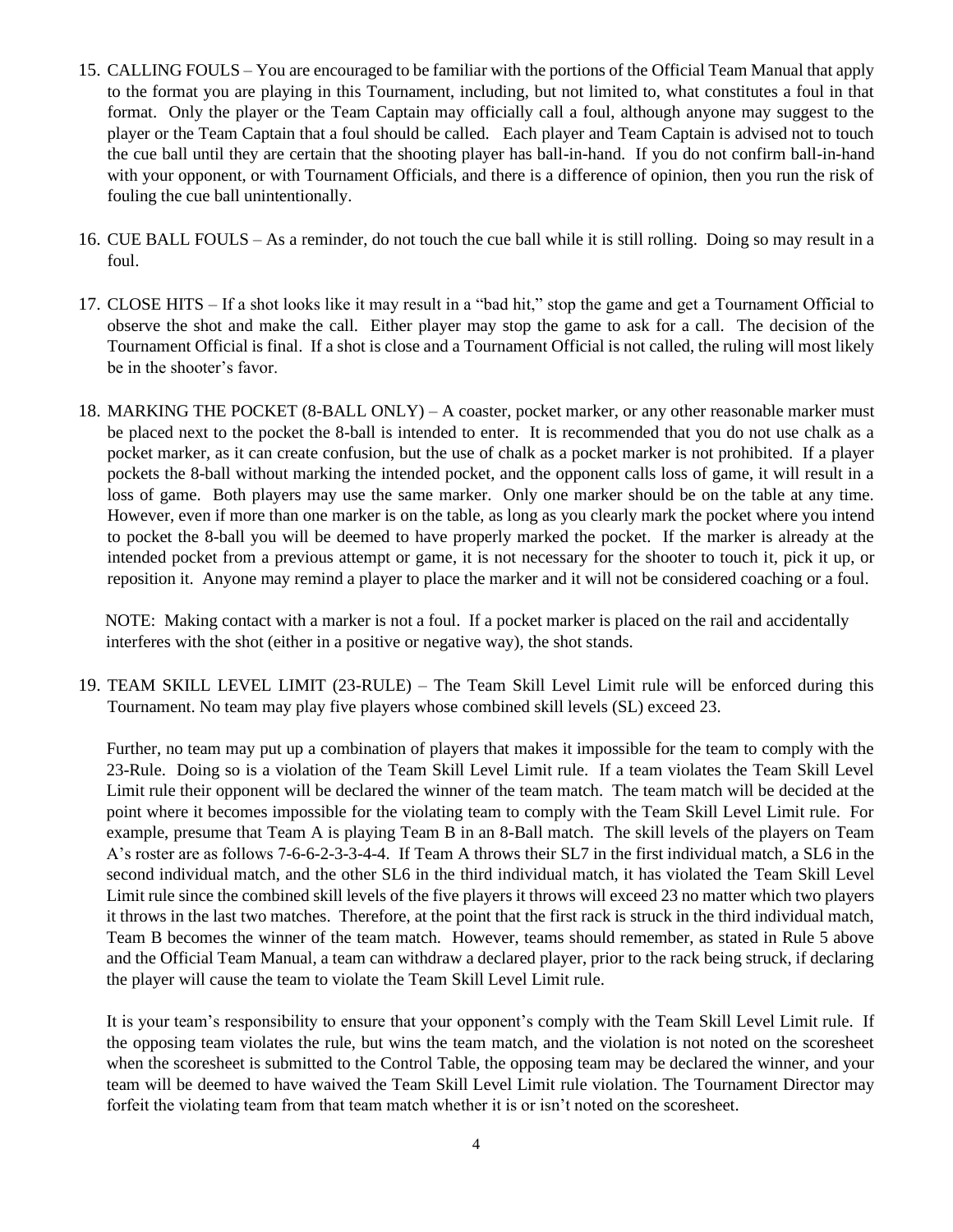15. CALLING FOULS – You are encouraged to be familiar with the portions of the Official Team Manual that apply to the format you are playing in this Tournament, including, but not limited to, what constitutes a foul in that format. Only the player or the Team Captain may officially call a foul, although anyone may suggest to the player or the Team Captain that a foul should be called. Each player and Team Captain is advised not to touch the cue ball until they are certain that the shooting player has ball-in-hand. If you do not confirm ball-in-hand with your opponent, or with Tournament Officials, and there is a difference of opinion, then you run the risk of fouling the cue ball unintentionally.

16. CUE BALL FOULS – As a reminder, do not touch the cue ball while it is still rolling. Doing so may result in a foul.

17. CLOSE HITS – If a shot looks like it may result in a "bad hit," stop the game and get a Tournament Official to observe the shot and make the call. Either player may stop the game to ask for a call. The decision of the Tournament Official is final. If a shot is close and a Tournament Official is not called, the ruling will most likely be in the shooter's favor.

18. MARKING THE POCKET (8-BALL ONLY) – A coaster, pocket marker, or any other reasonable marker must be placed next to the pocket the 8-ball is intended to enter. It is recommended that you do not use chalk as a pocket marker, as it can create confusion, but the use of chalk as a pocket marker is not prohibited. If a player pockets the 8-ball without marking the intended pocket, and the opponent calls loss of game, it will result in a loss of game. Both players may use the same marker. Only one marker should be on the table at any time. However, even if more than one marker is on the table, as long as you clearly mark the pocket where you intend to pocket the 8-ball you will be deemed to have properly marked the pocket. If the marker is already at the intended pocket from a previous attempt or game, it is not necessary for the shooter to touch it, pick it up, or reposition it. Anyone may remind a player to place the marker and it will not be considered coaching or a foul.

    NOTE: Making contact with a marker is not a foul. If a pocket marker is placed on the rail and accidentally interferes with the shot (either in a positive or negative way), the shot stands.

19. TEAM SKILL LEVEL LIMIT (23-RULE) – The Team Skill Level Limit rule will be enforced during this Tournament. No team may play five players whose combined skill levels (SL) exceed 23.

    Further, no team may put up a combination of players that makes it impossible for the team to comply with the 23-Rule. Doing so is a violation of the Team Skill Level Limit rule. If a team violates the Team Skill Level Limit rule their opponent will be declared the winner of the team match. The team match will be decided at the point where it becomes impossible for the violating team to comply with the Team Skill Level Limit rule. For example, presume that Team A is playing Team B in an 8-Ball match. The skill levels of the players on Team A's roster are as follows 7-6-6-2-3-3-4-4. If Team A throws their SL7 in the first individual match, a SL6 in the second individual match, and the other SL6 in the third individual match, it has violated the Team Skill Level Limit rule since the combined skill levels of the five players it throws will exceed 23 no matter which two players it throws in the last two matches. Therefore, at the point that the first rack is struck in the third individual match, Team B becomes the winner of the team match. However, teams should remember, as stated in Rule 5 above and the Official Team Manual, a team can withdraw a declared player, prior to the rack being struck, if declaring the player will cause the team to violate the Team Skill Level Limit rule.

    It is your team's responsibility to ensure that your opponent's comply with the Team Skill Level Limit rule. If the opposing team violates the rule, but wins the team match, and the violation is not noted on the scoresheet when the scoresheet is submitted to the Control Table, the opposing team may be declared the winner, and your team will be deemed to have waived the Team Skill Level Limit rule violation. The Tournament Director may forfeit the violating team from that team match whether it is or isn't noted on the scoresheet.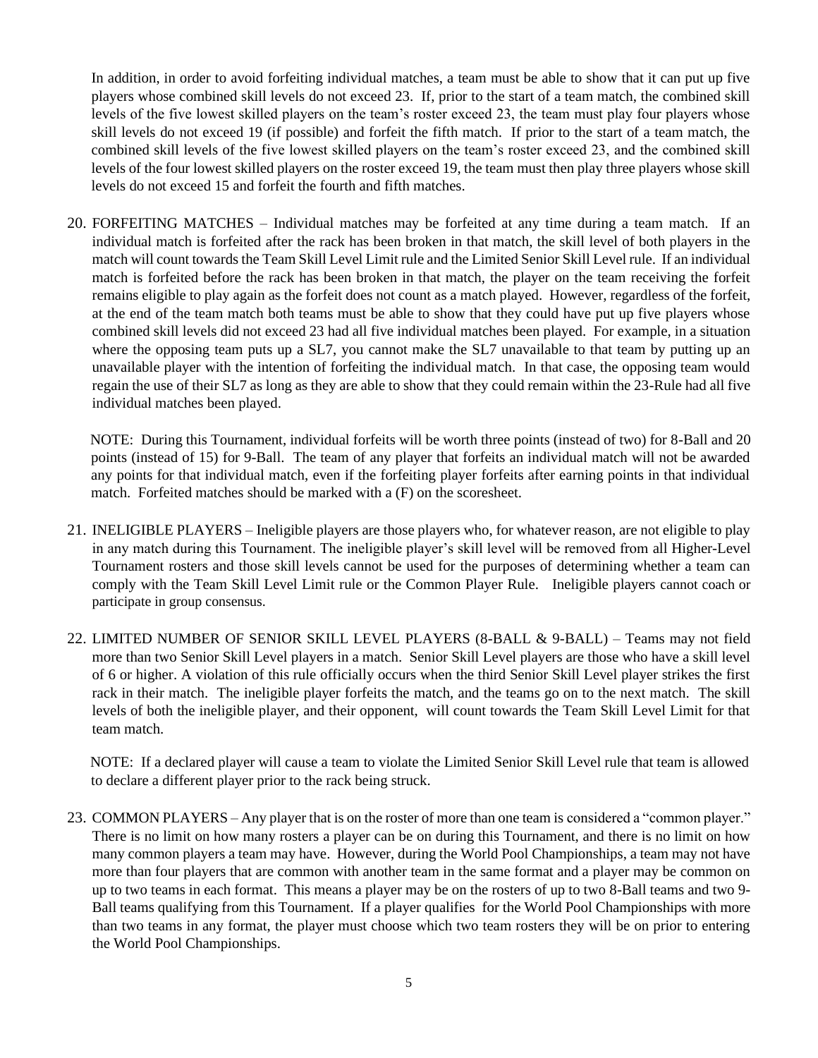In addition, in order to avoid forfeiting individual matches, a team must be able to show that it can put up five players whose combined skill levels do not exceed 23. If, prior to the start of a team match, the combined skill levels of the five lowest skilled players on the team's roster exceed 23, the team must play four players whose skill levels do not exceed 19 (if possible) and forfeit the fifth match. If prior to the start of a team match, the combined skill levels of the five lowest skilled players on the team's roster exceed 23, and the combined skill levels of the four lowest skilled players on the roster exceed 19, the team must then play three players whose skill levels do not exceed 15 and forfeit the fourth and fifth matches.

20. FORFEITING MATCHES – Individual matches may be forfeited at any time during a team match. If an individual match is forfeited after the rack has been broken in that match, the skill level of both players in the match will count towards the Team Skill Level Limit rule and the Limited Senior Skill Level rule. If an individual match is forfeited before the rack has been broken in that match, the player on the team receiving the forfeit remains eligible to play again as the forfeit does not count as a match played. However, regardless of the forfeit, at the end of the team match both teams must be able to show that they could have put up five players whose combined skill levels did not exceed 23 had all five individual matches been played. For example, in a situation where the opposing team puts up a SL7, you cannot make the SL7 unavailable to that team by putting up an unavailable player with the intention of forfeiting the individual match. In that case, the opposing team would regain the use of their SL7 as long as they are able to show that they could remain within the 23-Rule had all five individual matches been played.

    NOTE: During this Tournament, individual forfeits will be worth three points (instead of two) for 8-Ball and 20 points (instead of 15) for 9-Ball. The team of any player that forfeits an individual match will not be awarded any points for that individual match, even if the forfeiting player forfeits after earning points in that individual match. Forfeited matches should be marked with a (F) on the scoresheet.

21. INELIGIBLE PLAYERS – Ineligible players are those players who, for whatever reason, are not eligible to play in any match during this Tournament. The ineligible player's skill level will be removed from all Higher-Level Tournament rosters and those skill levels cannot be used for the purposes of determining whether a team can comply with the Team Skill Level Limit rule or the Common Player Rule. Ineligible players cannot coach or participate in group consensus.

22. LIMITED NUMBER OF SENIOR SKILL LEVEL PLAYERS (8-BALL & 9-BALL) – Teams may not field more than two Senior Skill Level players in a match. Senior Skill Level players are those who have a skill level of 6 or higher. A violation of this rule officially occurs when the third Senior Skill Level player strikes the first rack in their match. The ineligible player forfeits the match, and the teams go on to the next match. The skill levels of both the ineligible player, and their opponent, will count towards the Team Skill Level Limit for that team match.

    NOTE: If a declared player will cause a team to violate the Limited Senior Skill Level rule that team is allowed to declare a different player prior to the rack being struck.

23. COMMON PLAYERS – Any player that is on the roster of more than one team is considered a "common player." There is no limit on how many rosters a player can be on during this Tournament, and there is no limit on how many common players a team may have. However, during the World Pool Championships, a team may not have more than four players that are common with another team in the same format and a player may be common on up to two teams in each format. This means a player may be on the rosters of up to two 8-Ball teams and two 9-Ball teams qualifying from this Tournament. If a player qualifies for the World Pool Championships with more than two teams in any format, the player must choose which two team rosters they will be on prior to entering the World Pool Championships.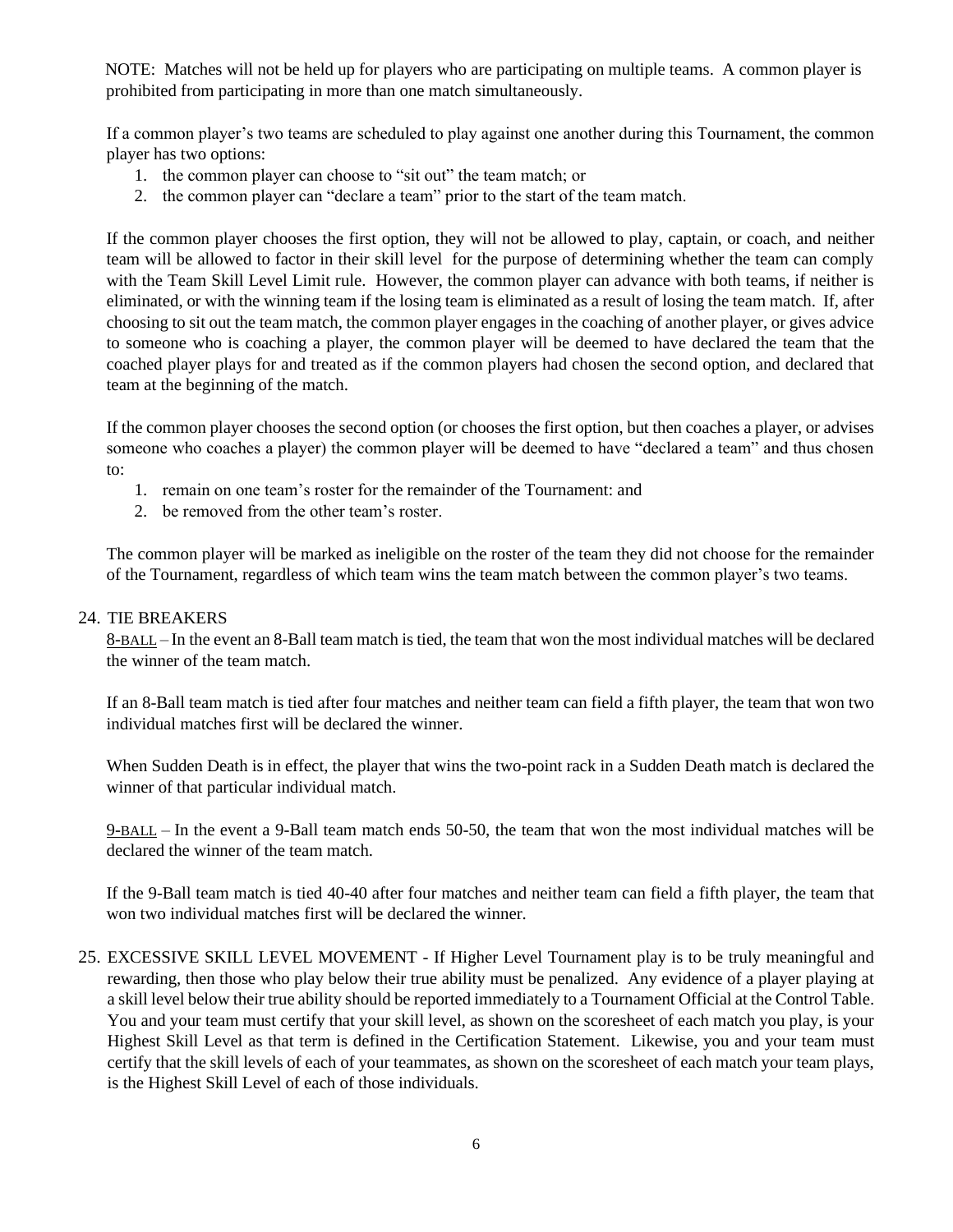NOTE: Matches will not be held up for players who are participating on multiple teams. A common player is prohibited from participating in more than one match simultaneously.

If a common player's two teams are scheduled to play against one another during this Tournament, the common player has two options:

1. the common player can choose to "sit out" the team match; or
2. the common player can "declare a team" prior to the start of the team match.

If the common player chooses the first option, they will not be allowed to play, captain, or coach, and neither team will be allowed to factor in their skill level for the purpose of determining whether the team can comply with the Team Skill Level Limit rule. However, the common player can advance with both teams, if neither is eliminated, or with the winning team if the losing team is eliminated as a result of losing the team match. If, after choosing to sit out the team match, the common player engages in the coaching of another player, or gives advice to someone who is coaching a player, the common player will be deemed to have declared the team that the coached player plays for and treated as if the common players had chosen the second option, and declared that team at the beginning of the match.

If the common player chooses the second option (or chooses the first option, but then coaches a player, or advises someone who coaches a player) the common player will be deemed to have "declared a team" and thus chosen to:

1. remain on one team's roster for the remainder of the Tournament: and
2. be removed from the other team's roster.

The common player will be marked as ineligible on the roster of the team they did not choose for the remainder of the Tournament, regardless of which team wins the team match between the common player's two teams.

24. TIE BREAKERS

<u>8-BALL</u> – In the event an 8-Ball team match is tied, the team that won the most individual matches will be declared the winner of the team match.

If an 8-Ball team match is tied after four matches and neither team can field a fifth player, the team that won two individual matches first will be declared the winner.

When Sudden Death is in effect, the player that wins the two-point rack in a Sudden Death match is declared the winner of that particular individual match.

<u>9-BALL</u> – In the event a 9-Ball team match ends 50-50, the team that won the most individual matches will be declared the winner of the team match.

If the 9-Ball team match is tied 40-40 after four matches and neither team can field a fifth player, the team that won two individual matches first will be declared the winner.

25. EXCESSIVE SKILL LEVEL MOVEMENT - If Higher Level Tournament play is to be truly meaningful and rewarding, then those who play below their true ability must be penalized. Any evidence of a player playing at a skill level below their true ability should be reported immediately to a Tournament Official at the Control Table. You and your team must certify that your skill level, as shown on the scoresheet of each match you play, is your Highest Skill Level as that term is defined in the Certification Statement. Likewise, you and your team must certify that the skill levels of each of your teammates, as shown on the scoresheet of each match your team plays, is the Highest Skill Level of each of those individuals.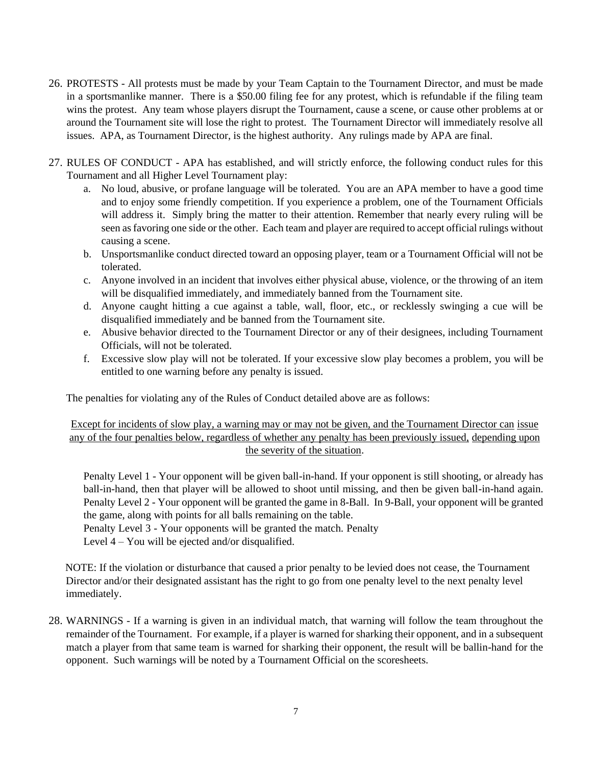26. PROTESTS - All protests must be made by your Team Captain to the Tournament Director, and must be made in a sportsmanlike manner. There is a $50.00 filing fee for any protest, which is refundable if the filing team wins the protest. Any team whose players disrupt the Tournament, cause a scene, or cause other problems at or around the Tournament site will lose the right to protest. The Tournament Director will immediately resolve all issues. APA, as Tournament Director, is the highest authority. Any rulings made by APA are final.

27. RULES OF CONDUCT - APA has established, and will strictly enforce, the following conduct rules for this Tournament and all Higher Level Tournament play:
    a. No loud, abusive, or profane language will be tolerated. You are an APA member to have a good time and to enjoy some friendly competition. If you experience a problem, one of the Tournament Officials will address it. Simply bring the matter to their attention. Remember that nearly every ruling will be seen as favoring one side or the other. Each team and player are required to accept official rulings without causing a scene.
    b. Unsportsmanlike conduct directed toward an opposing player, team or a Tournament Official will not be tolerated.
    c. Anyone involved in an incident that involves either physical abuse, violence, or the throwing of an item will be disqualified immediately, and immediately banned from the Tournament site.
    d. Anyone caught hitting a cue against a table, wall, floor, etc., or recklessly swinging a cue will be disqualified immediately and be banned from the Tournament site.
    e. Abusive behavior directed to the Tournament Director or any of their designees, including Tournament Officials, will not be tolerated.
    f. Excessive slow play will not be tolerated. If your excessive slow play becomes a problem, you will be entitled to one warning before any penalty is issued.

    The penalties for violating any of the Rules of Conduct detailed above are as follows:

    <u>Except for incidents of slow play, a warning may or may not be given, and the Tournament Director can issue any of the four penalties below, regardless of whether any penalty has been previously issued, depending upon the severity of the situation</u>.

    Penalty Level 1 - Your opponent will be given ball-in-hand. If your opponent is still shooting, or already has ball-in-hand, then that player will be allowed to shoot until missing, and then be given ball-in-hand again.
    Penalty Level 2 - Your opponent will be granted the game in 8-Ball. In 9-Ball, your opponent will be granted the game, along with points for all balls remaining on the table.
    Penalty Level 3 - Your opponents will be granted the match. Penalty
    Level 4 – You will be ejected and/or disqualified.

    NOTE: If the violation or disturbance that caused a prior penalty to be levied does not cease, the Tournament Director and/or their designated assistant has the right to go from one penalty level to the next penalty level immediately.

28. WARNINGS - If a warning is given in an individual match, that warning will follow the team throughout the remainder of the Tournament. For example, if a player is warned for sharking their opponent, and in a subsequent match a player from that same team is warned for sharking their opponent, the result will be ballin-hand for the opponent. Such warnings will be noted by a Tournament Official on the scoresheets.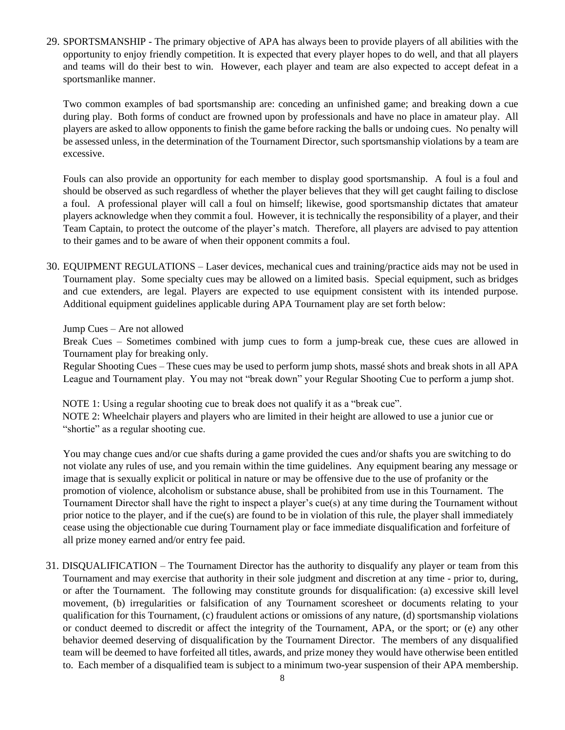29. SPORTSMANSHIP - The primary objective of APA has always been to provide players of all abilities with the opportunity to enjoy friendly competition. It is expected that every player hopes to do well, and that all players and teams will do their best to win. However, each player and team are also expected to accept defeat in a sportsmanlike manner.

    Two common examples of bad sportsmanship are: conceding an unfinished game; and breaking down a cue during play. Both forms of conduct are frowned upon by professionals and have no place in amateur play. All players are asked to allow opponents to finish the game before racking the balls or undoing cues. No penalty will be assessed unless, in the determination of the Tournament Director, such sportsmanship violations by a team are excessive.

    Fouls can also provide an opportunity for each member to display good sportsmanship. A foul is a foul and should be observed as such regardless of whether the player believes that they will get caught failing to disclose a foul. A professional player will call a foul on himself; likewise, good sportsmanship dictates that amateur players acknowledge when they commit a foul. However, it is technically the responsibility of a player, and their Team Captain, to protect the outcome of the player's match. Therefore, all players are advised to pay attention to their games and to be aware of when their opponent commits a foul.

30. EQUIPMENT REGULATIONS – Laser devices, mechanical cues and training/practice aids may not be used in Tournament play. Some specialty cues may be allowed on a limited basis. Special equipment, such as bridges and cue extenders, are legal. Players are expected to use equipment consistent with its intended purpose. Additional equipment guidelines applicable during APA Tournament play are set forth below:

    Jump Cues – Are not allowed
    Break Cues – Sometimes combined with jump cues to form a jump-break cue, these cues are allowed in Tournament play for breaking only.
    Regular Shooting Cues – These cues may be used to perform jump shots, massé shots and break shots in all APA League and Tournament play. You may not "break down" your Regular Shooting Cue to perform a jump shot.

    NOTE 1: Using a regular shooting cue to break does not qualify it as a "break cue".
    NOTE 2: Wheelchair players and players who are limited in their height are allowed to use a junior cue or "shortie" as a regular shooting cue.

    You may change cues and/or cue shafts during a game provided the cues and/or shafts you are switching to do not violate any rules of use, and you remain within the time guidelines. Any equipment bearing any message or image that is sexually explicit or political in nature or may be offensive due to the use of profanity or the promotion of violence, alcoholism or substance abuse, shall be prohibited from use in this Tournament. The Tournament Director shall have the right to inspect a player's cue(s) at any time during the Tournament without prior notice to the player, and if the cue(s) are found to be in violation of this rule, the player shall immediately cease using the objectionable cue during Tournament play or face immediate disqualification and forfeiture of all prize money earned and/or entry fee paid.

31. DISQUALIFICATION – The Tournament Director has the authority to disqualify any player or team from this Tournament and may exercise that authority in their sole judgment and discretion at any time - prior to, during, or after the Tournament. The following may constitute grounds for disqualification: (a) excessive skill level movement, (b) irregularities or falsification of any Tournament scoresheet or documents relating to your qualification for this Tournament, (c) fraudulent actions or omissions of any nature, (d) sportsmanship violations or conduct deemed to discredit or affect the integrity of the Tournament, APA, or the sport; or (e) any other behavior deemed deserving of disqualification by the Tournament Director. The members of any disqualified team will be deemed to have forfeited all titles, awards, and prize money they would have otherwise been entitled to. Each member of a disqualified team is subject to a minimum two-year suspension of their APA membership.